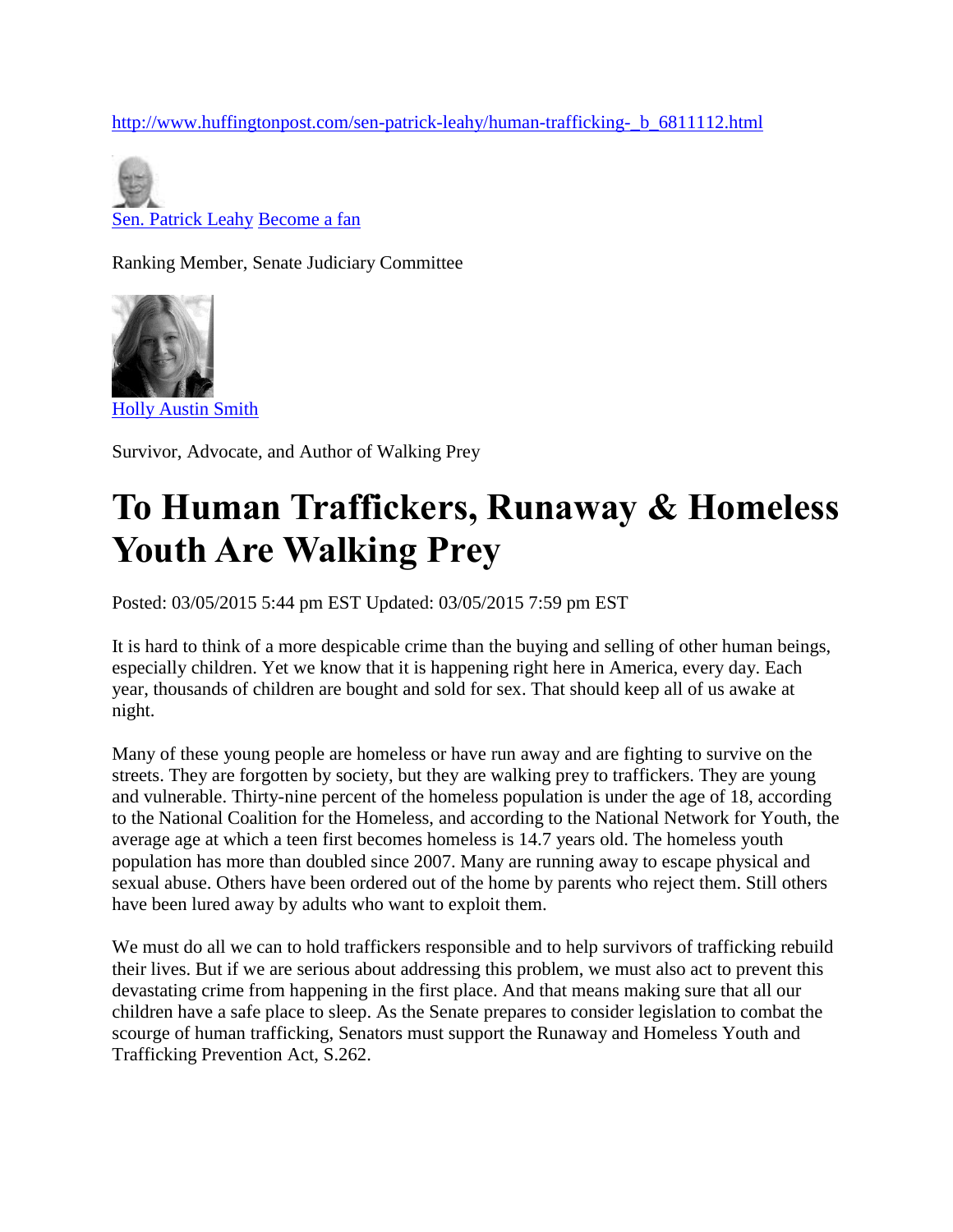http://www.huffingtonpost.com/sen-patrick-leahy/human-trafficking-_b_6811112.html

Sen. Patrick Leahy Become a fan

Ranking Member, Senate Judiciary Committee

Holly Austin Smith

Survivor, Advocate, and Author of Walking Prey

# To Human Traffickers, Runaway & Homeless Youth Are Walking Prey

Posted: 03/05/2015 5:44 pm EST Updated: 03/05/2015 7:59 pm EST

It is hard to think of a more despicable crime than the buying and selling of other human beings, especially children. Yet we know that it is happening right here in America, every day. Each year, thousands of children are bought and sold for sex. That should keep all of us awake at night.

Many of these young people are homeless or have run away and are fighting to survive on the streets. They are forgotten by society, but they are walking prey to traffickers. They are young and vulnerable. Thirty-nine percent of the homeless population is under the age of 18, according to the National Coalition for the Homeless, and according to the National Network for Youth, the average age at which a teen first becomes homeless is 14.7 years old. The homeless youth population has more than doubled since 2007. Many are running away to escape physical and sexual abuse. Others have been ordered out of the home by parents who reject them. Still others have been lured away by adults who want to exploit them.

We must do all we can to hold traffickers responsible and to help survivors of trafficking rebuild their lives. But if we are serious about addressing this problem, we must also act to prevent this devastating crime from happening in the first place. And that means making sure that all our children have a safe place to sleep. As the Senate prepares to consider legislation to combat the scourge of human trafficking, Senators must support the Runaway and Homeless Youth and Trafficking Prevention Act, S.262.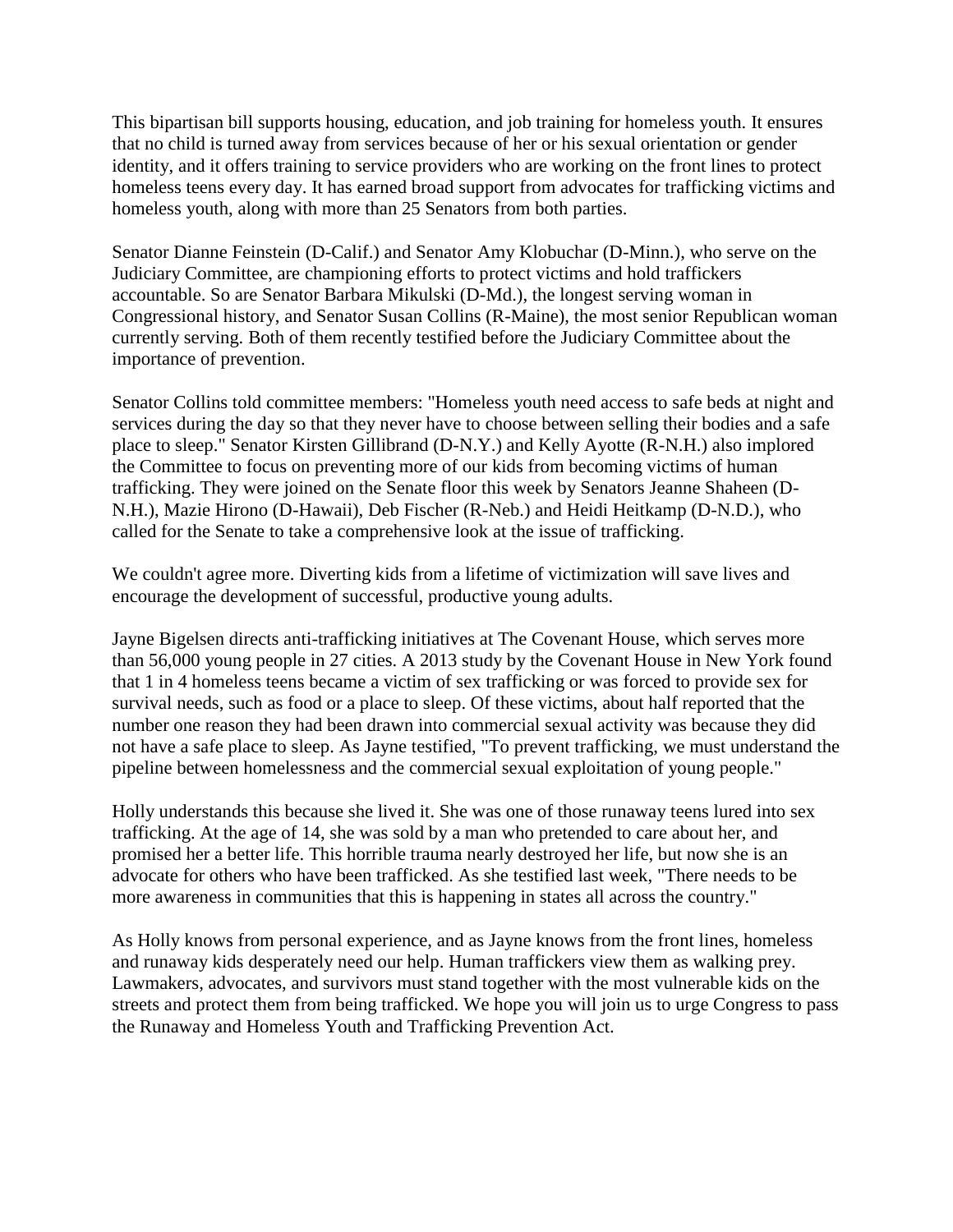This bipartisan bill supports housing, education, and job training for homeless youth. It ensures that no child is turned away from services because of her or his sexual orientation or gender identity, and it offers training to service providers who are working on the front lines to protect homeless teens every day. It has earned broad support from advocates for trafficking victims and homeless youth, along with more than 25 Senators from both parties.

Senator Dianne Feinstein (D-Calif.) and Senator Amy Klobuchar (D-Minn.), who serve on the Judiciary Committee, are championing efforts to protect victims and hold traffickers accountable. So are Senator Barbara Mikulski (D-Md.), the longest serving woman in Congressional history, and Senator Susan Collins (R-Maine), the most senior Republican woman currently serving. Both of them recently testified before the Judiciary Committee about the importance of prevention.

Senator Collins told committee members: "Homeless youth need access to safe beds at night and services during the day so that they never have to choose between selling their bodies and a safe place to sleep." Senator Kirsten Gillibrand (D-N.Y.) and Kelly Ayotte (R-N.H.) also implored the Committee to focus on preventing more of our kids from becoming victims of human trafficking. They were joined on the Senate floor this week by Senators Jeanne Shaheen (D-N.H.), Mazie Hirono (D-Hawaii), Deb Fischer (R-Neb.) and Heidi Heitkamp (D-N.D.), who called for the Senate to take a comprehensive look at the issue of trafficking.

We couldn't agree more. Diverting kids from a lifetime of victimization will save lives and encourage the development of successful, productive young adults.

Jayne Bigelsen directs anti-trafficking initiatives at The Covenant House, which serves more than 56,000 young people in 27 cities. A 2013 study by the Covenant House in New York found that 1 in 4 homeless teens became a victim of sex trafficking or was forced to provide sex for survival needs, such as food or a place to sleep. Of these victims, about half reported that the number one reason they had been drawn into commercial sexual activity was because they did not have a safe place to sleep. As Jayne testified, "To prevent trafficking, we must understand the pipeline between homelessness and the commercial sexual exploitation of young people."

Holly understands this because she lived it. She was one of those runaway teens lured into sex trafficking. At the age of 14, she was sold by a man who pretended to care about her, and promised her a better life. This horrible trauma nearly destroyed her life, but now she is an advocate for others who have been trafficked. As she testified last week, "There needs to be more awareness in communities that this is happening in states all across the country."

As Holly knows from personal experience, and as Jayne knows from the front lines, homeless and runaway kids desperately need our help. Human traffickers view them as walking prey. Lawmakers, advocates, and survivors must stand together with the most vulnerable kids on the streets and protect them from being trafficked. We hope you will join us to urge Congress to pass the Runaway and Homeless Youth and Trafficking Prevention Act.